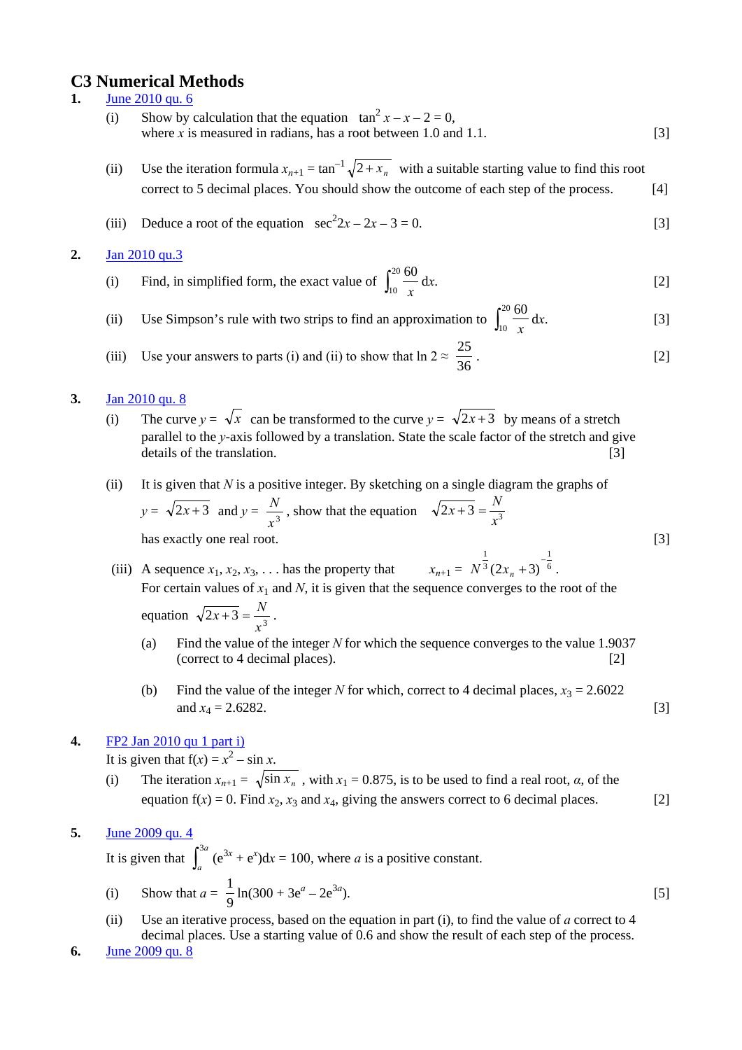# C3 Numerical Methods

**1.** June 2010 qu. 6

(i) Show by calculation that the equation $\tan^2 x - x - 2 = 0$,
where $x$ is measured in radians, has a root between 1.0 and 1.1. [3]

(ii) Use the iteration formula $x_{n+1} = \tan^{-1}\sqrt{2 + x_n}$ with a suitable starting value to find this root correct to 5 decimal places. You should show the outcome of each step of the process. [4]

(iii) Deduce a root of the equation $\sec^2 2x - 2x - 3 = 0$. [3]

**2.** Jan 2010 qu.3

(i) Find, in simplified form, the exact value of $\int_{10}^{20} \frac{60}{x}\,dx$. [2]

(ii) Use Simpson's rule with two strips to find an approximation to $\int_{10}^{20} \frac{60}{x}\,dx$. [3]

(iii) Use your answers to parts (i) and (ii) to show that $\ln 2 \approx \frac{25}{36}$. [2]

**3.** Jan 2010 qu. 8

(i) The curve $y = \sqrt{x}$ can be transformed to the curve $y = \sqrt{2x+3}$ by means of a stretch parallel to the $y$-axis followed by a translation. State the scale factor of the stretch and give details of the translation. [3]

(ii) It is given that $N$ is a positive integer. By sketching on a single diagram the graphs of $y = \sqrt{2x+3}$ and $y = \frac{N}{x^3}$, show that the equation $\sqrt{2x+3} = \frac{N}{x^3}$ has exactly one real root. [3]

(iii) A sequence $x_1, x_2, x_3, \ldots$ has the property that $x_{n+1} = N^{\frac{1}{3}}(2x_n + 3)^{-\frac{1}{6}}$.
For certain values of $x_1$ and $N$, it is given that the sequence converges to the root of the equation $\sqrt{2x+3} = \frac{N}{x^3}$.

(a) Find the value of the integer $N$ for which the sequence converges to the value 1.9037 (correct to 4 decimal places). [2]

(b) Find the value of the integer $N$ for which, correct to 4 decimal places, $x_3 = 2.6022$ and $x_4 = 2.6282$. [3]

**4.** FP2 Jan 2010 qu 1 part i)

It is given that $f(x) = x^2 - \sin x$.

(i) The iteration $x_{n+1} = \sqrt{\sin x_n}$, with $x_1 = 0.875$, is to be used to find a real root, $\alpha$, of the equation $f(x) = 0$. Find $x_2$, $x_3$ and $x_4$, giving the answers correct to 6 decimal places. [2]

**5.** June 2009 qu. 4

It is given that $\int_a^{3a} (e^{3x} + e^x)\,dx = 100$, where $a$ is a positive constant.

(i) Show that $a = \frac{1}{9}\ln(300 + 3e^a - 2e^{3a})$. [5]

(ii) Use an iterative process, based on the equation in part (i), to find the value of $a$ correct to 4 decimal places. Use a starting value of 0.6 and show the result of each step of the process.

**6.** June 2009 qu. 8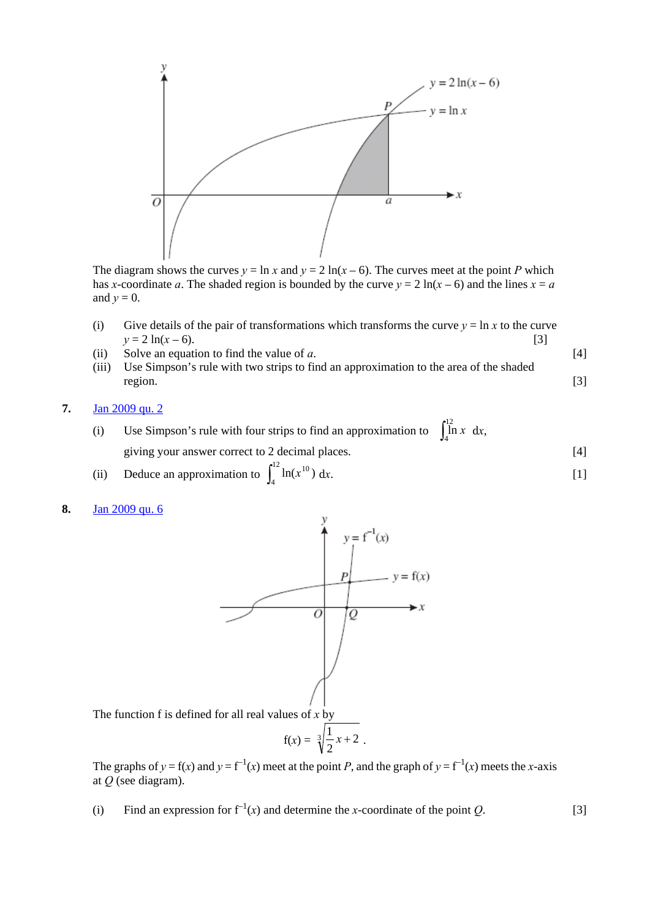The diagram shows the curves $y = \ln x$ and $y = 2\ln(x - 6)$. The curves meet at the point $P$ which has $x$-coordinate $a$. The shaded region is bounded by the curve $y = 2\ln(x - 6)$ and the lines $x = a$ and $y = 0$.

(i) Give details of the pair of transformations which transforms the curve $y = \ln x$ to the curve $y = 2\ln(x - 6)$. [3]

(ii) Solve an equation to find the value of $a$. [4]

(iii) Use Simpson's rule with two strips to find an approximation to the area of the shaded region. [3]

**7.** Jan 2009 qu. 2

(i) Use Simpson's rule with four strips to find an approximation to $\int_4^{12} \ln x \, dx$, giving your answer correct to 2 decimal places. [4]

(ii) Deduce an approximation to $\int_4^{12} \ln(x^{10}) \, dx$. [1]

**8.** Jan 2009 qu. 6

The function f is defined for all real values of $x$ by

$$f(x) = \sqrt[3]{\frac{1}{2}x + 2}.$$

The graphs of $y = f(x)$ and $y = f^{-1}(x)$ meet at the point $P$, and the graph of $y = f^{-1}(x)$ meets the $x$-axis at $Q$ (see diagram).

(i) Find an expression for $f^{-1}(x)$ and determine the $x$-coordinate of the point $Q$. [3]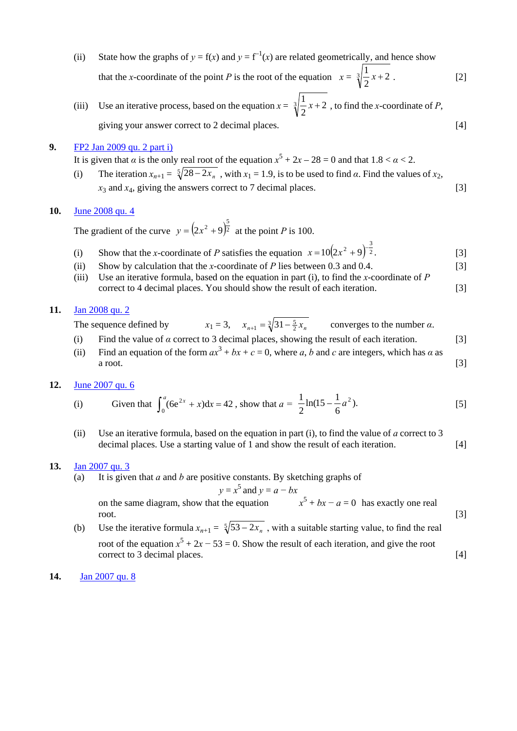(ii) State how the graphs of $y = f(x)$ and $y = f^{-1}(x)$ are related geometrically, and hence show that the $x$-coordinate of the point $P$ is the root of the equation $x = \sqrt[3]{\frac{1}{2}x + 2}$ . [2]

(iii) Use an iterative process, based on the equation $x = \sqrt[3]{\frac{1}{2}x + 2}$ , to find the $x$-coordinate of $P$, giving your answer correct to 2 decimal places. [4]

**9.** FP2 Jan 2009 qu. 2 part i)

It is given that $\alpha$ is the only real root of the equation $x^5 + 2x - 28 = 0$ and that $1.8 < \alpha < 2$.

(i) The iteration $x_{n+1} = \sqrt[5]{28 - 2x_n}$ , with $x_1 = 1.9$, is to be used to find $\alpha$. Find the values of $x_2$, $x_3$ and $x_4$, giving the answers correct to 7 decimal places. [3]

**10.** June 2008 qu. 4

The gradient of the curve $y = (2x^2 + 9)^{\frac{5}{2}}$ at the point $P$ is 100.

(i) Show that the $x$-coordinate of $P$ satisfies the equation $x = 10(2x^2 + 9)^{-\frac{3}{2}}$. [3]

(ii) Show by calculation that the $x$-coordinate of $P$ lies between 0.3 and 0.4. [3]

(iii) Use an iterative formula, based on the equation in part (i), to find the $x$-coordinate of $P$ correct to 4 decimal places. You should show the result of each iteration. [3]

**11.** Jan 2008 qu. 2

The sequence defined by $x_1 = 3, \quad x_{n+1} = \sqrt[3]{31 - \frac{5}{2}x_n}$ converges to the number $\alpha$.

(i) Find the value of $\alpha$ correct to 3 decimal places, showing the result of each iteration. [3]

(ii) Find an equation of the form $ax^3 + bx + c = 0$, where $a$, $b$ and $c$ are integers, which has $\alpha$ as a root. [3]

**12.** June 2007 qu. 6

(i) Given that $\int_0^a (6e^{2x} + x)\,dx = 42$ , show that $a = \frac{1}{2}\ln(15 - \frac{1}{6}a^2)$. [5]

(ii) Use an iterative formula, based on the equation in part (i), to find the value of $a$ correct to 3 decimal places. Use a starting value of 1 and show the result of each iteration. [4]

**13.** Jan 2007 qu. 3

(a) It is given that $a$ and $b$ are positive constants. By sketching graphs of

$$y = x^5 \text{ and } y = a - bx$$

on the same diagram, show that the equation $x^5 + bx - a = 0$ has exactly one real root. [3]

(b) Use the iterative formula $x_{n+1} = \sqrt[5]{53 - 2x_n}$ , with a suitable starting value, to find the real root of the equation $x^5 + 2x - 53 = 0$. Show the result of each iteration, and give the root correct to 3 decimal places. [4]

**14.** Jan 2007 qu. 8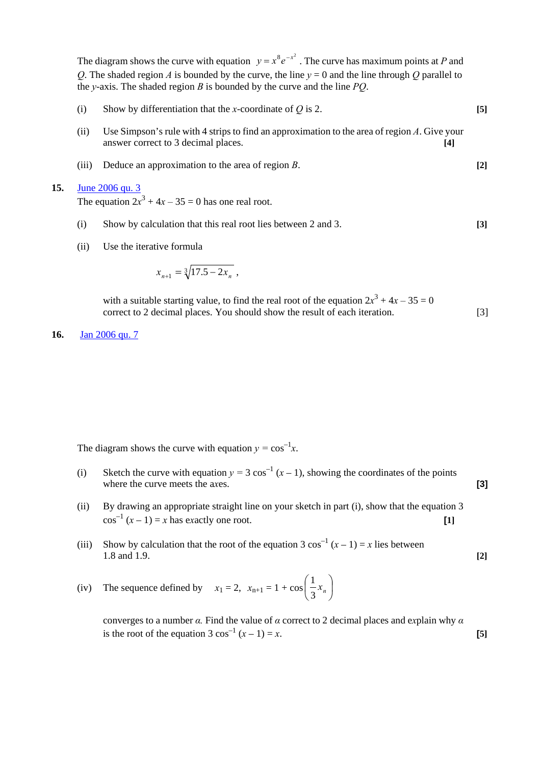The diagram shows the curve with equation $y = x^8 e^{-x^2}$. The curve has maximum points at $P$ and $Q$. The shaded region $A$ is bounded by the curve, the line $y = 0$ and the line through $Q$ parallel to the $y$-axis. The shaded region $B$ is bounded by the curve and the line $PQ$.

(i) Show by differentiation that the $x$-coordinate of $Q$ is 2. **[5]**

(ii) Use Simpson's rule with 4 strips to find an approximation to the area of region $A$. Give your answer correct to 3 decimal places. **[4]**

(iii) Deduce an approximation to the area of region $B$. **[2]**

**15.** June 2006 qu. 3

The equation $2x^3 + 4x - 35 = 0$ has one real root.

(i) Show by calculation that this real root lies between 2 and 3. **[3]**

(ii) Use the iterative formula

$$x_{n+1} = \sqrt[3]{17.5 - 2x_n},$$

with a suitable starting value, to find the real root of the equation $2x^3 + 4x - 35 = 0$ correct to 2 decimal places. You should show the result of each iteration. [3]

**16.** Jan 2006 qu. 7

The diagram shows the curve with equation $y = \cos^{-1}x$.

(i) Sketch the curve with equation $y = 3\cos^{-1}(x - 1)$, showing the coordinates of the points where the curve meets the axes. **[3]**

(ii) By drawing an appropriate straight line on your sketch in part (i), show that the equation $3\cos^{-1}(x - 1) = x$ has exactly one root. **[1]**

(iii) Show by calculation that the root of the equation $3\cos^{-1}(x - 1) = x$ lies between 1.8 and 1.9. **[2]**

(iv) The sequence defined by $x_1 = 2, \quad x_{n+1} = 1 + \cos\left(\frac{1}{3}x_n\right)$

converges to a number $\alpha$. Find the value of $\alpha$ correct to 2 decimal places and explain why $\alpha$ is the root of the equation $3\cos^{-1}(x - 1) = x$. **[5]**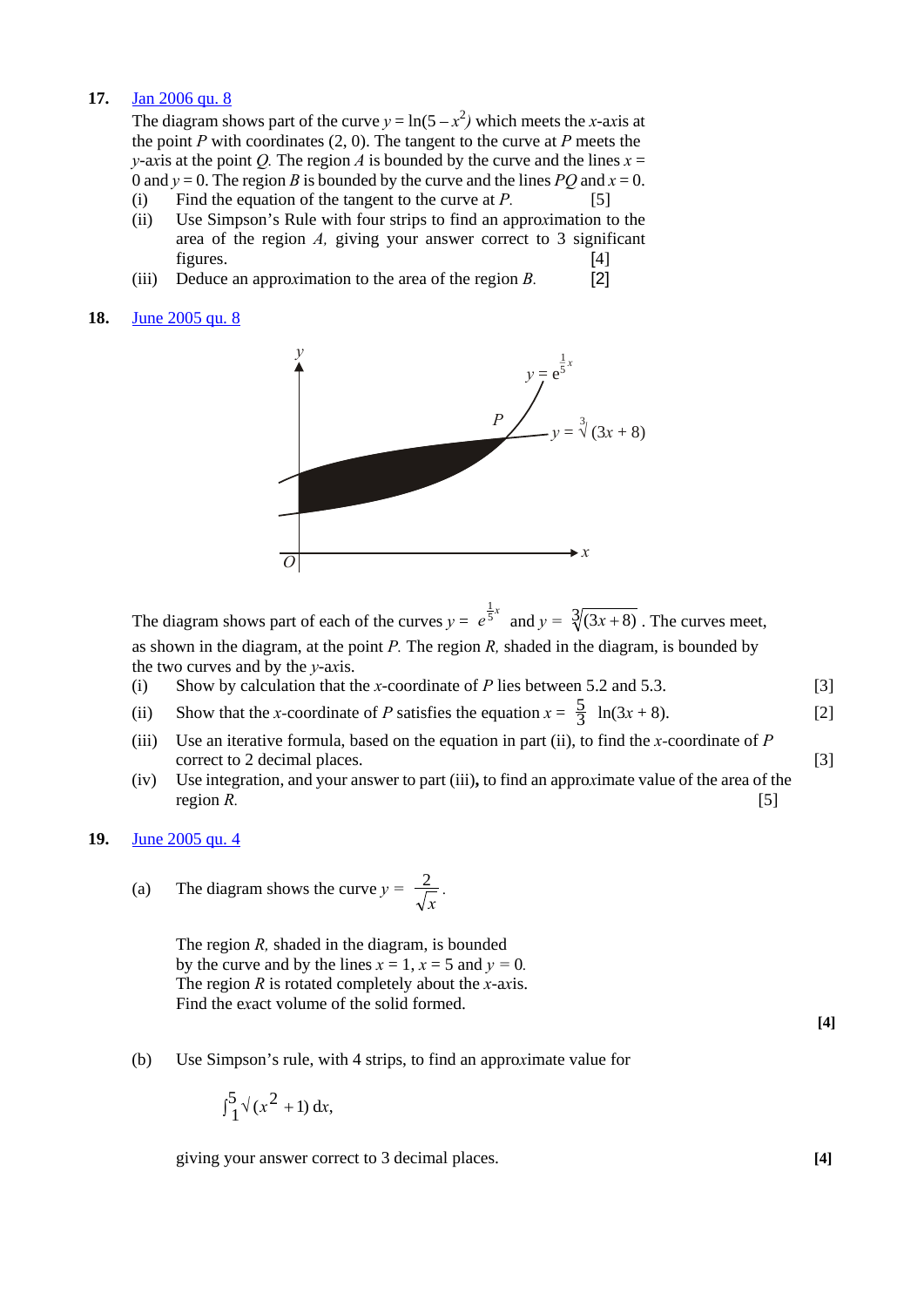**17.** Jan 2006 qu. 8

The diagram shows part of the curve $y = \ln(5 - x^2)$ which meets the $x$-axis at the point $P$ with coordinates (2, 0). The tangent to the curve at $P$ meets the $y$-axis at the point $Q$. The region $A$ is bounded by the curve and the lines $x = 0$ and $y = 0$. The region $B$ is bounded by the curve and the lines $PQ$ and $x = 0$.

(i) Find the equation of the tangent to the curve at $P$. [5]

(ii) Use Simpson's Rule with four strips to find an approximation to the area of the region $A$, giving your answer correct to 3 significant figures. [4]

(iii) Deduce an approximation to the area of the region $B$. [2]

**18.** June 2005 qu. 8

$y$

$y = e^{\frac{1}{5}x}$

$P$

$y = \sqrt[3]{(3x + 8)}$

$O$

$x$

The diagram shows part of each of the curves $y = e^{\frac{1}{5}x}$ and $y = \sqrt[3]{(3x + 8)}$. The curves meet, as shown in the diagram, at the point $P$. The region $R$, shaded in the diagram, is bounded by the two curves and by the $y$-axis.

(i) Show by calculation that the $x$-coordinate of $P$ lies between 5.2 and 5.3. [3]

(ii) Show that the $x$-coordinate of $P$ satisfies the equation $x = \frac{5}{3}\ln(3x + 8)$. [2]

(iii) Use an iterative formula, based on the equation in part (ii), to find the $x$-coordinate of $P$ correct to 2 decimal places. [3]

(iv) Use integration, and your answer to part (iii), to find an approximate value of the area of the region $R$. [5]

**19.** June 2005 qu. 4

(a) The diagram shows the curve $y = \dfrac{2}{\sqrt{x}}$.

The region $R$, shaded in the diagram, is bounded by the curve and by the lines $x = 1$, $x = 5$ and $y = 0$. The region $R$ is rotated completely about the $x$-axis. Find the exact volume of the solid formed.

**[4]**

(b) Use Simpson's rule, with 4 strips, to find an approximate value for

$$\int_1^5 \sqrt{(x^2 + 1)}\, dx,$$

giving your answer correct to 3 decimal places. **[4]**